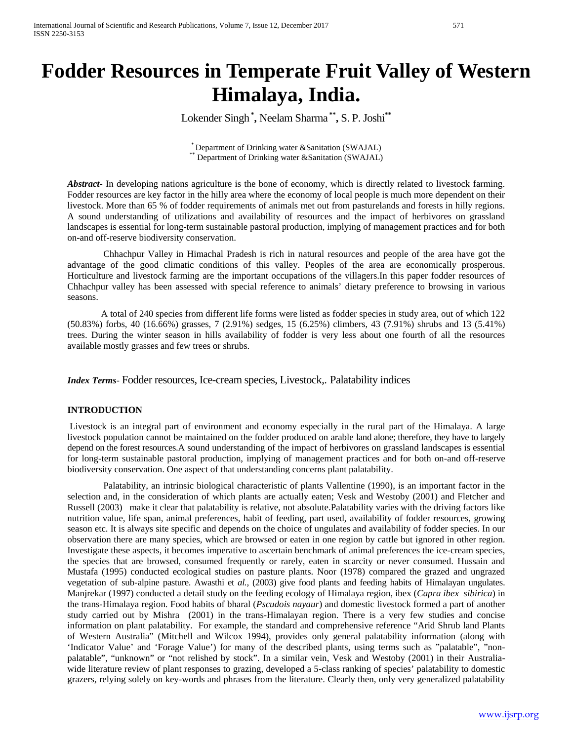# Fodder Resources in Temperate Fruit Valley of Western Himalaya, India.

Lokender Singh [*], Neelam Sharma [**], S. P. Joshi [**]

[*] Department of Drinking water &Sanitation (SWAJAL)
[**] Department of Drinking water &Sanitation (SWAJAL)

***Abstract***- In developing nations agriculture is the bone of economy, which is directly related to livestock farming. Fodder resources are key factor in the hilly area where the economy of local people is much more dependent on their livestock. More than 65 % of fodder requirements of animals met out from pasturelands and forests in hilly regions. A sound understanding of utilizations and availability of resources and the impact of herbivores on grassland landscapes is essential for long-term sustainable pastoral production, implying of management practices and for both on-and off-reserve biodiversity conservation.

Chhachpur Valley in Himachal Pradesh is rich in natural resources and people of the area have got the advantage of the good climatic conditions of this valley. Peoples of the area are economically prosperous. Horticulture and livestock farming are the important occupations of the villagers.In this paper fodder resources of Chhachpur valley has been assessed with special reference to animals' dietary preference to browsing in various seasons.

A total of 240 species from different life forms were listed as fodder species in study area, out of which 122 (50.83%) forbs, 40 (16.66%) grasses, 7 (2.91%) sedges, 15 (6.25%) climbers, 43 (7.91%) shrubs and 13 (5.41%) trees. During the winter season in hills availability of fodder is very less about one fourth of all the resources available mostly grasses and few trees or shrubs.

***Index Terms***- Fodder resources, Ice-cream species, Livestock,. Palatability indices

## INTRODUCTION

Livestock is an integral part of environment and economy especially in the rural part of the Himalaya. A large livestock population cannot be maintained on the fodder produced on arable land alone; therefore, they have to largely depend on the forest resources.A sound understanding of the impact of herbivores on grassland landscapes is essential for long-term sustainable pastoral production, implying of management practices and for both on-and off-reserve biodiversity conservation. One aspect of that understanding concerns plant palatability.

Palatability, an intrinsic biological characteristic of plants Vallentine (1990), is an important factor in the selection and, in the consideration of which plants are actually eaten; Vesk and Westoby (2001) and Fletcher and Russell (2003) make it clear that palatability is relative, not absolute.Palatability varies with the driving factors like nutrition value, life span, animal preferences, habit of feeding, part used, availability of fodder resources, growing season etc. It is always site specific and depends on the choice of ungulates and availability of fodder species. In our observation there are many species, which are browsed or eaten in one region by cattle but ignored in other region. Investigate these aspects, it becomes imperative to ascertain benchmark of animal preferences the ice-cream species, the species that are browsed, consumed frequently or rarely, eaten in scarcity or never consumed. Hussain and Mustafa (1995) conducted ecological studies on pasture plants. Noor (1978) compared the grazed and ungrazed vegetation of sub-alpine pasture. Awasthi et *al.,* (2003) give food plants and feeding habits of Himalayan ungulates. Manjrekar (1997) conducted a detail study on the feeding ecology of Himalaya region, ibex (*Capra ibex sibirica*) in the trans-Himalaya region. Food habits of bharal (*Pscudois nayaur*) and domestic livestock formed a part of another study carried out by Mishra (2001) in the trans-Himalayan region. There is a very few studies and concise information on plant palatability. For example, the standard and comprehensive reference "Arid Shrub land Plants of Western Australia" (Mitchell and Wilcox 1994), provides only general palatability information (along with 'Indicator Value' and 'Forage Value') for many of the described plants, using terms such as "palatable", "non-palatable", "unknown" or "not relished by stock". In a similar vein, Vesk and Westoby (2001) in their Australia-wide literature review of plant responses to grazing, developed a 5-class ranking of species' palatability to domestic grazers, relying solely on key-words and phrases from the literature. Clearly then, only very generalized palatability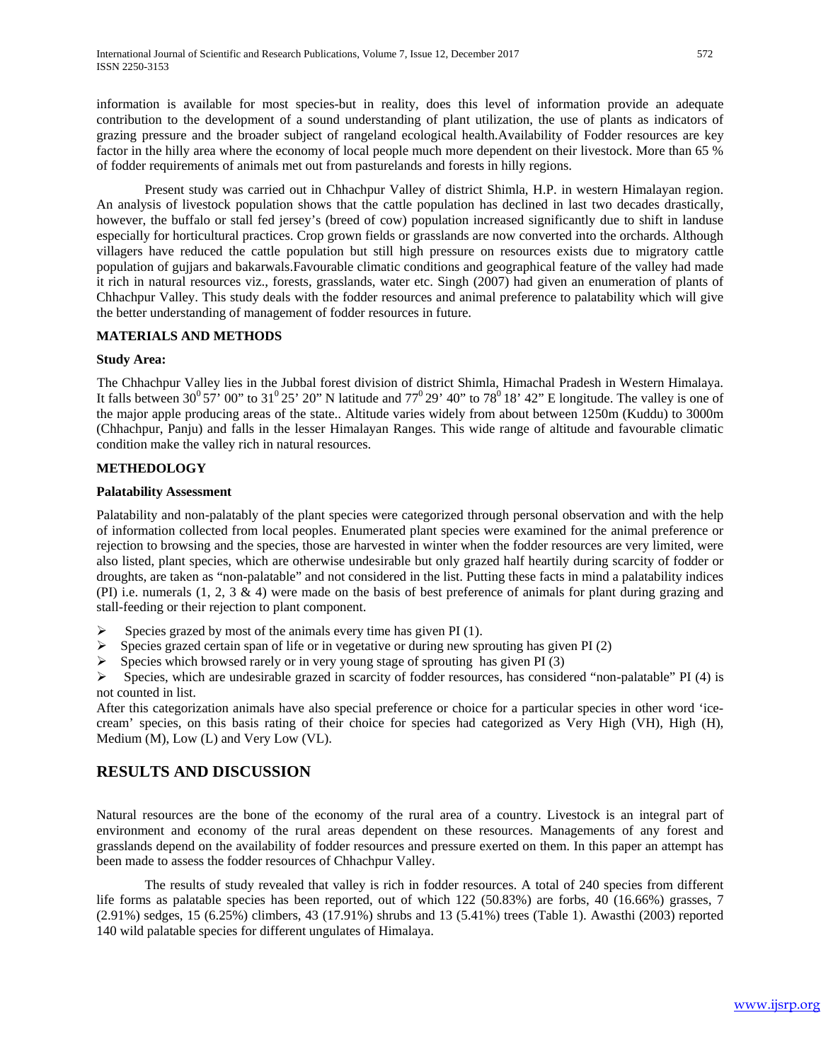information is available for most species-but in reality, does this level of information provide an adequate contribution to the development of a sound understanding of plant utilization, the use of plants as indicators of grazing pressure and the broader subject of rangeland ecological health.Availability of Fodder resources are key factor in the hilly area where the economy of local people much more dependent on their livestock. More than 65 % of fodder requirements of animals met out from pasturelands and forests in hilly regions.

Present study was carried out in Chhachpur Valley of district Shimla, H.P. in western Himalayan region. An analysis of livestock population shows that the cattle population has declined in last two decades drastically, however, the buffalo or stall fed jersey's (breed of cow) population increased significantly due to shift in landuse especially for horticultural practices. Crop grown fields or grasslands are now converted into the orchards. Although villagers have reduced the cattle population but still high pressure on resources exists due to migratory cattle population of gujjars and bakarwals.Favourable climatic conditions and geographical feature of the valley had made it rich in natural resources viz., forests, grasslands, water etc. Singh (2007) had given an enumeration of plants of Chhachpur Valley. This study deals with the fodder resources and animal preference to palatability which will give the better understanding of management of fodder resources in future.

## MATERIALS AND METHODS

### Study Area:

The Chhachpur Valley lies in the Jubbal forest division of district Shimla, Himachal Pradesh in Western Himalaya. It falls between $30^0 57'$ 00" to $31^0 25'$ 20" N latitude and $77^0 29'$ 40" to $78^0 18'$ 42" E longitude. The valley is one of the major apple producing areas of the state.. Altitude varies widely from about between 1250m (Kuddu) to 3000m (Chhachpur, Panju) and falls in the lesser Himalayan Ranges. This wide range of altitude and favourable climatic condition make the valley rich in natural resources.

## METHEDOLOGY

### Palatability Assessment

Palatability and non-palatably of the plant species were categorized through personal observation and with the help of information collected from local peoples. Enumerated plant species were examined for the animal preference or rejection to browsing and the species, those are harvested in winter when the fodder resources are very limited, were also listed, plant species, which are otherwise undesirable but only grazed half heartily during scarcity of fodder or droughts, are taken as "non-palatable" and not considered in the list. Putting these facts in mind a palatability indices (PI) i.e. numerals (1, 2, 3 & 4) were made on the basis of best preference of animals for plant during grazing and stall-feeding or their rejection to plant component.

- Species grazed by most of the animals every time has given PI (1).
- Species grazed certain span of life or in vegetative or during new sprouting has given PI (2)
- Species which browsed rarely or in very young stage of sprouting has given PI (3)
- Species, which are undesirable grazed in scarcity of fodder resources, has considered "non-palatable" PI (4) is not counted in list.

After this categorization animals have also special preference or choice for a particular species in other word 'ice-cream' species, on this basis rating of their choice for species had categorized as Very High (VH), High (H), Medium (M), Low (L) and Very Low (VL).

## RESULTS AND DISCUSSION

Natural resources are the bone of the economy of the rural area of a country. Livestock is an integral part of environment and economy of the rural areas dependent on these resources. Managements of any forest and grasslands depend on the availability of fodder resources and pressure exerted on them. In this paper an attempt has been made to assess the fodder resources of Chhachpur Valley.

The results of study revealed that valley is rich in fodder resources. A total of 240 species from different life forms as palatable species has been reported, out of which 122 (50.83%) are forbs, 40 (16.66%) grasses, 7 (2.91%) sedges, 15 (6.25%) climbers, 43 (17.91%) shrubs and 13 (5.41%) trees (Table 1). Awasthi (2003) reported 140 wild palatable species for different ungulates of Himalaya.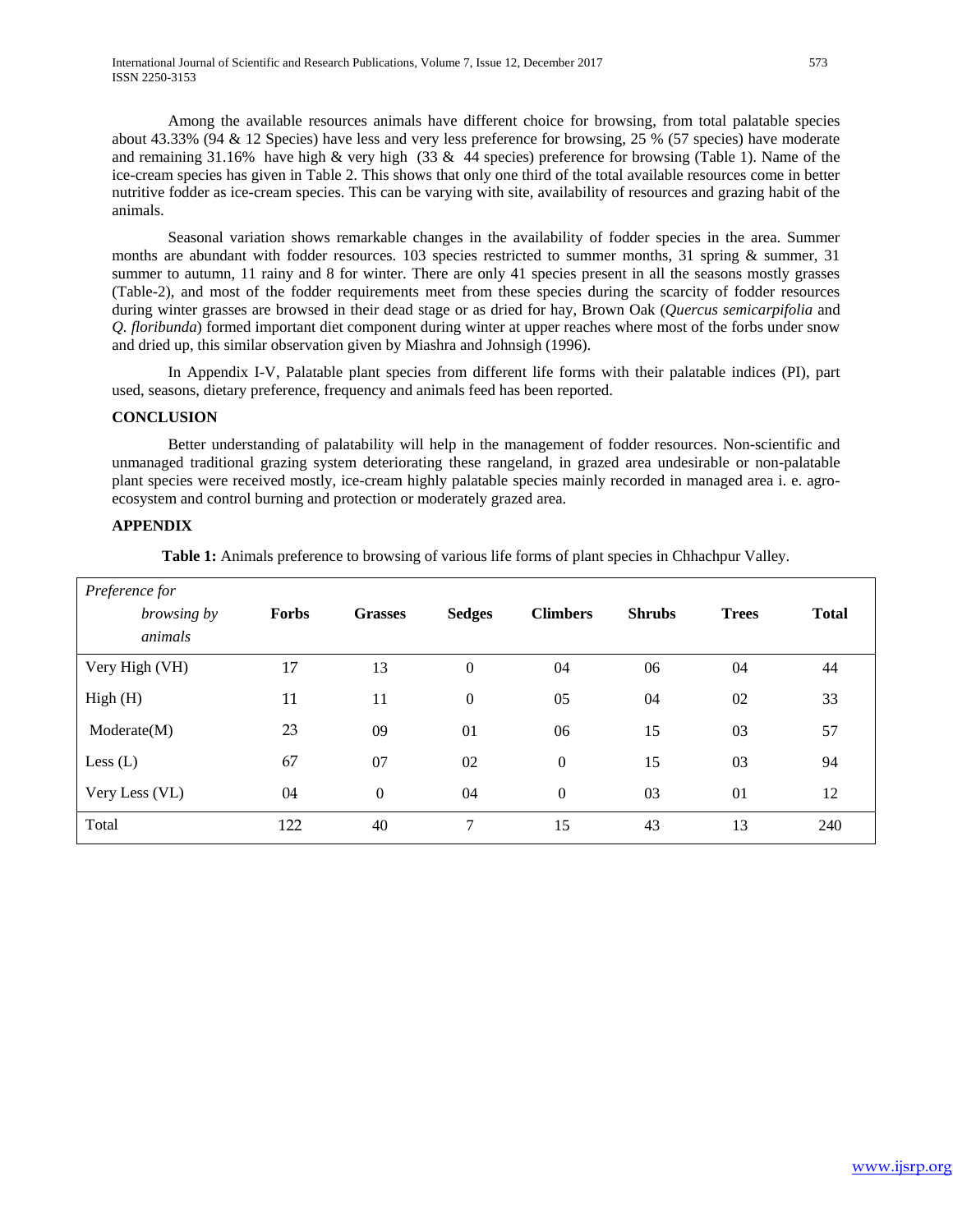Among the available resources animals have different choice for browsing, from total palatable species about 43.33% (94 & 12 Species) have less and very less preference for browsing, 25 % (57 species) have moderate and remaining 31.16% have high & very high (33 & 44 species) preference for browsing (Table 1). Name of the ice-cream species has given in Table 2. This shows that only one third of the total available resources come in better nutritive fodder as ice-cream species. This can be varying with site, availability of resources and grazing habit of the animals.

Seasonal variation shows remarkable changes in the availability of fodder species in the area. Summer months are abundant with fodder resources. 103 species restricted to summer months, 31 spring & summer, 31 summer to autumn, 11 rainy and 8 for winter. There are only 41 species present in all the seasons mostly grasses (Table-2), and most of the fodder requirements meet from these species during the scarcity of fodder resources during winter grasses are browsed in their dead stage or as dried for hay, Brown Oak (*Quercus semicarpifolia* and *Q. floribunda*) formed important diet component during winter at upper reaches where most of the forbs under snow and dried up, this similar observation given by Miashra and Johnsigh (1996).

In Appendix I-V, Palatable plant species from different life forms with their palatable indices (PI), part used, seasons, dietary preference, frequency and animals feed has been reported.

## CONCLUSION

Better understanding of palatability will help in the management of fodder resources. Non-scientific and unmanaged traditional grazing system deteriorating these rangeland, in grazed area undesirable or non-palatable plant species were received mostly, ice-cream highly palatable species mainly recorded in managed area i. e. agro-ecosystem and control burning and protection or moderately grazed area.

## APPENDIX

**Table 1:** Animals preference to browsing of various life forms of plant species in Chhachpur Valley.

| *Preference for browsing by animals* | **Forbs** | **Grasses** | **Sedges** | **Climbers** | **Shrubs** | **Trees** | **Total** |
|---|---|---|---|---|---|---|---|
| Very High (VH) | 17 | 13 | 0 | 04 | 06 | 04 | 44 |
| High (H) | 11 | 11 | 0 | 05 | 04 | 02 | 33 |
| Moderate(M) | 23 | 09 | 01 | 06 | 15 | 03 | 57 |
| Less (L) | 67 | 07 | 02 | 0 | 15 | 03 | 94 |
| Very Less (VL) | 04 | 0 | 04 | 0 | 03 | 01 | 12 |
| Total | 122 | 40 | 7 | 15 | 43 | 13 | 240 |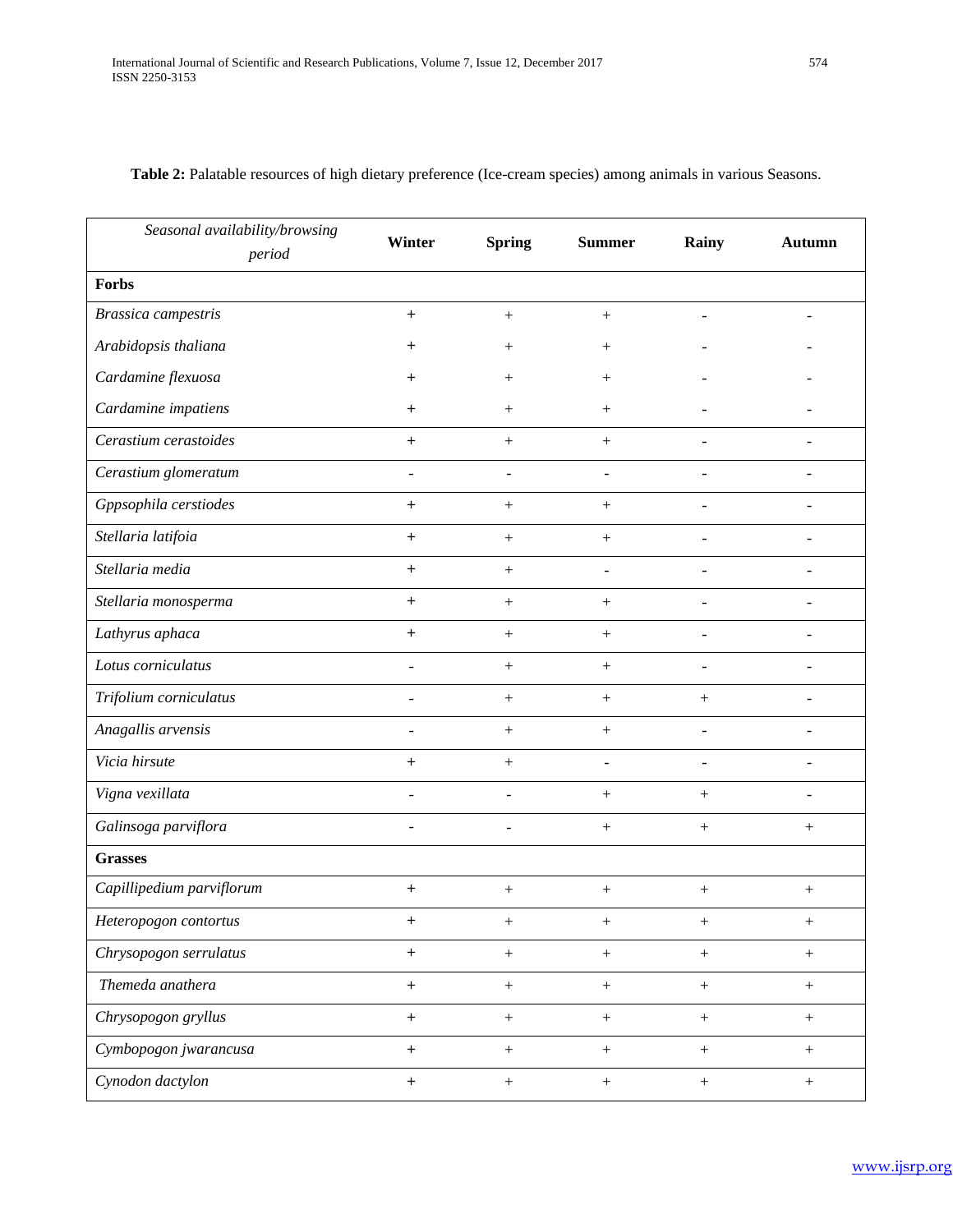**Table 2:** Palatable resources of high dietary preference (Ice-cream species) among animals in various Seasons.

| *Seasonal availability/browsing period* | Winter | Spring | Summer | Rainy | Autumn |
|---|---|---|---|---|---|
| **Forbs** | | | | | |
| *Brassica campestris* | + | + | + | - | - |
| *Arabidopsis thaliana* | + | + | + | - | - |
| *Cardamine flexuosa* | + | + | + | - | - |
| *Cardamine impatiens* | + | + | + | - | - |
| *Cerastium cerastoides* | + | + | + | - | - |
| *Cerastium glomeratum* | - | - | - | - | - |
| *Gppsophila cerstiodes* | + | + | + | - | - |
| *Stellaria latifoia* | + | + | + | - | - |
| *Stellaria media* | + | + | - | - | - |
| *Stellaria monosperma* | + | + | + | - | - |
| *Lathyrus aphaca* | + | + | + | - | - |
| *Lotus corniculatus* | - | + | + | - | - |
| *Trifolium corniculatus* | - | + | + | + | - |
| *Anagallis arvensis* | - | + | + | - | - |
| *Vicia hirsute* | + | + | - | - | - |
| *Vigna vexillata* | - | - | + | + | - |
| *Galinsoga parviflora* | - | - | + | + | + |
| **Grasses** | | | | | |
| *Capillipedium parviflorum* | + | + | + | + | + |
| *Heteropogon contortus* | + | + | + | + | + |
| *Chrysopogon serrulatus* | + | + | + | + | + |
| *Themeda anathera* | + | + | + | + | + |
| *Chrysopogon gryllus* | + | + | + | + | + |
| *Cymbopogon jwarancusa* | + | + | + | + | + |
| *Cynodon dactylon* | + | + | + | + | + |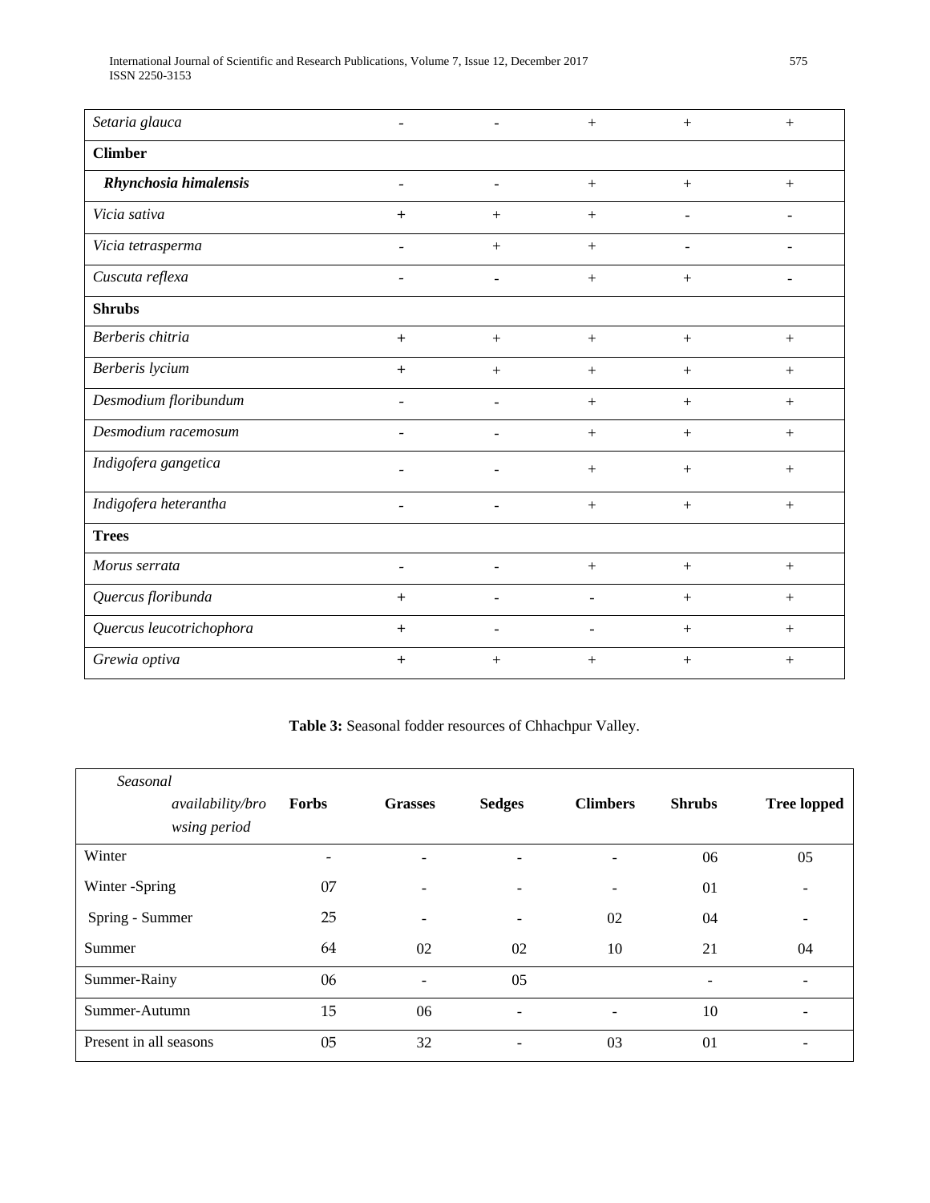| | | | | | |
|---|---|---|---|---|---|
| *Setaria glauca* | - | - | + | + | + |
| **Climber** | | | | | |
| ***Rhynchosia himalensis*** | - | - | + | + | + |
| *Vicia sativa* | + | + | + | - | - |
| *Vicia tetrasperma* | - | + | + | - | - |
| *Cuscuta reflexa* | - | - | + | + | - |
| **Shrubs** | | | | | |
| *Berberis chitria* | + | + | + | + | + |
| *Berberis lycium* | + | + | + | + | + |
| *Desmodium floribundum* | - | - | + | + | + |
| *Desmodium racemosum* | - | - | + | + | + |
| *Indigofera gangetica* | - | - | + | + | + |
| *Indigofera heterantha* | - | - | + | + | + |
| **Trees** | | | | | |
| *Morus serrata* | - | - | + | + | + |
| *Quercus floribunda* | + | - | - | + | + |
| *Quercus leucotrichophora* | + | - | - | + | + |
| *Grewia optiva* | + | + | + | + | + |

**Table 3:** Seasonal fodder resources of Chhachpur Valley.

| *Seasonal availability/browsing period* | **Forbs** | **Grasses** | **Sedges** | **Climbers** | **Shrubs** | **Tree lopped** |
|---|---|---|---|---|---|---|
| Winter | - | - | - | - | 06 | 05 |
| Winter -Spring | 07 | - | - | - | 01 | - |
| Spring - Summer | 25 | - | - | 02 | 04 | - |
| Summer | 64 | 02 | 02 | 10 | 21 | 04 |
| Summer-Rainy | 06 | - | 05 | | - | - |
| Summer-Autumn | 15 | 06 | - | - | 10 | - |
| Present in all seasons | 05 | 32 | - | 03 | 01 | - |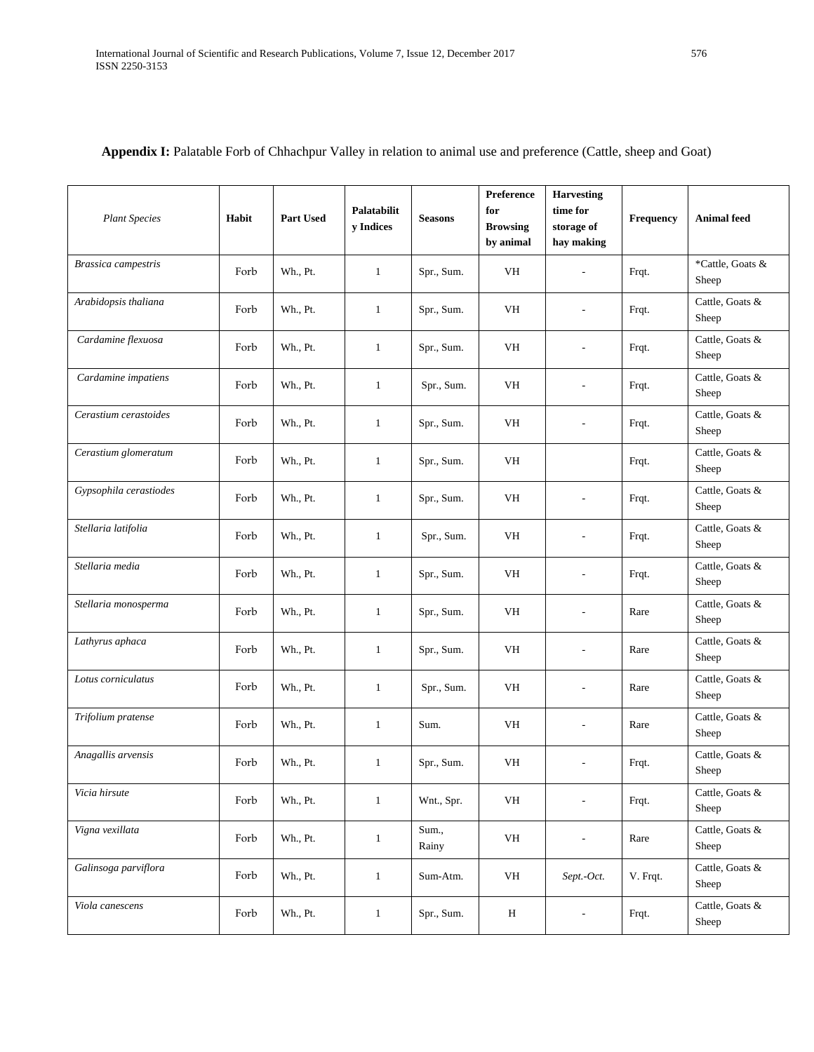**Appendix I:** Palatable Forb of Chhachpur Valley in relation to animal use and preference (Cattle, sheep and Goat)

| *Plant Species* | Habit | Part Used | Palatability Indices | Seasons | Preference for Browsing by animal | Harvesting time for storage of hay making | Frequency | Animal feed |
|---|---|---|---|---|---|---|---|---|
| *Brassica campestris* | Forb | Wh., Pt. | 1 | Spr., Sum. | VH | - | Frqt. | *Cattle, Goats & Sheep |
| *Arabidopsis thaliana* | Forb | Wh., Pt. | 1 | Spr., Sum. | VH | - | Frqt. | Cattle, Goats & Sheep |
| *Cardamine flexuosa* | Forb | Wh., Pt. | 1 | Spr., Sum. | VH | - | Frqt. | Cattle, Goats & Sheep |
| *Cardamine impatiens* | Forb | Wh., Pt. | 1 | Spr., Sum. | VH | - | Frqt. | Cattle, Goats & Sheep |
| *Cerastium cerastoides* | Forb | Wh., Pt. | 1 | Spr., Sum. | VH | - | Frqt. | Cattle, Goats & Sheep |
| *Cerastium glomeratum* | Forb | Wh., Pt. | 1 | Spr., Sum. | VH | | Frqt. | Cattle, Goats & Sheep |
| *Gypsophila cerastiodes* | Forb | Wh., Pt. | 1 | Spr., Sum. | VH | - | Frqt. | Cattle, Goats & Sheep |
| *Stellaria latifolia* | Forb | Wh., Pt. | 1 | Spr., Sum. | VH | - | Frqt. | Cattle, Goats & Sheep |
| *Stellaria media* | Forb | Wh., Pt. | 1 | Spr., Sum. | VH | - | Frqt. | Cattle, Goats & Sheep |
| *Stellaria monosperma* | Forb | Wh., Pt. | 1 | Spr., Sum. | VH | - | Rare | Cattle, Goats & Sheep |
| *Lathyrus aphaca* | Forb | Wh., Pt. | 1 | Spr., Sum. | VH | - | Rare | Cattle, Goats & Sheep |
| *Lotus corniculatus* | Forb | Wh., Pt. | 1 | Spr., Sum. | VH | - | Rare | Cattle, Goats & Sheep |
| *Trifolium pratense* | Forb | Wh., Pt. | 1 | Sum. | VH | - | Rare | Cattle, Goats & Sheep |
| *Anagallis arvensis* | Forb | Wh., Pt. | 1 | Spr., Sum. | VH | - | Frqt. | Cattle, Goats & Sheep |
| *Vicia hirsute* | Forb | Wh., Pt. | 1 | Wnt., Spr. | VH | - | Frqt. | Cattle, Goats & Sheep |
| *Vigna vexillata* | Forb | Wh., Pt. | 1 | Sum., Rainy | VH | - | Rare | Cattle, Goats & Sheep |
| *Galinsoga parviflora* | Forb | Wh., Pt. | 1 | Sum-Atm. | VH | *Sept.-Oct.* | V. Frqt. | Cattle, Goats & Sheep |
| *Viola canescens* | Forb | Wh., Pt. | 1 | Spr., Sum. | H | - | Frqt. | Cattle, Goats & Sheep |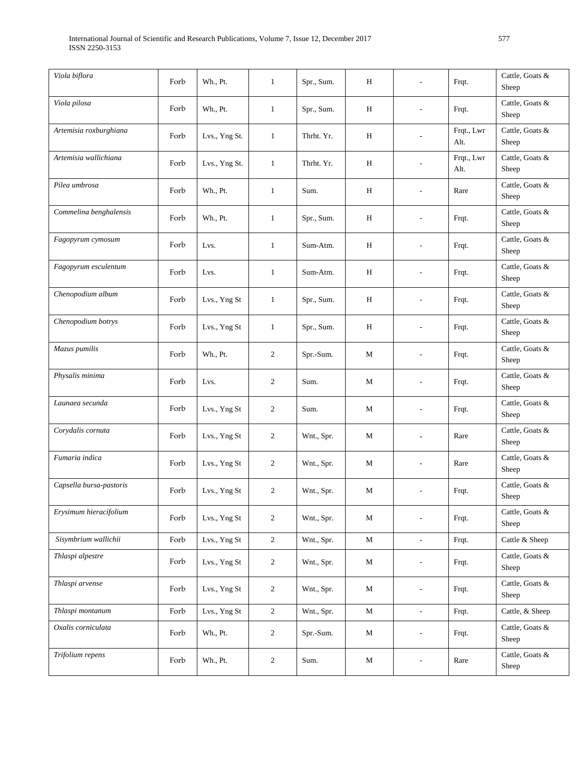| | | | | | | | | |
|---|---|---|---|---|---|---|---|---|
| *Viola biflora* | Forb | Wh., Pt. | 1 | Spr., Sum. | H | - | Frqt. | Cattle, Goats & Sheep |
| *Viola pilosa* | Forb | Wh., Pt. | 1 | Spr., Sum. | H | - | Frqt. | Cattle, Goats & Sheep |
| *Artemisia roxburghiana* | Forb | Lvs., Yng St. | 1 | Thrht. Yr. | H | - | Frqt., Lwr Alt. | Cattle, Goats & Sheep |
| *Artemisia wallichiana* | Forb | Lvs., Yng St. | 1 | Thrht. Yr. | H | - | Frqt., Lwr Alt. | Cattle, Goats & Sheep |
| *Pilea umbrosa* | Forb | Wh., Pt. | 1 | Sum. | H | - | Rare | Cattle, Goats & Sheep |
| *Commelina benghalensis* | Forb | Wh., Pt. | 1 | Spr., Sum. | H | - | Frqt. | Cattle, Goats & Sheep |
| *Fagopyrum cymosum* | Forb | Lvs. | 1 | Sum-Atm. | H | - | Frqt. | Cattle, Goats & Sheep |
| *Fagopyrum esculentum* | Forb | Lvs. | 1 | Sum-Atm. | H | - | Frqt. | Cattle, Goats & Sheep |
| *Chenopodium album* | Forb | Lvs., Yng St | 1 | Spr., Sum. | H | - | Frqt. | Cattle, Goats & Sheep |
| *Chenopodium botrys* | Forb | Lvs., Yng St | 1 | Spr., Sum. | H | - | Frqt. | Cattle, Goats & Sheep |
| *Mazus pumilis* | Forb | Wh., Pt. | 2 | Spr.-Sum. | M | - | Frqt. | Cattle, Goats & Sheep |
| *Physalis minima* | Forb | Lvs. | 2 | Sum. | M | - | Frqt. | Cattle, Goats & Sheep |
| *Launaea secunda* | Forb | Lvs., Yng St | 2 | Sum. | M | - | Frqt. | Cattle, Goats & Sheep |
| *Corydalis cornuta* | Forb | Lvs., Yng St | 2 | Wnt., Spr. | M | - | Rare | Cattle, Goats & Sheep |
| *Fumaria indica* | Forb | Lvs., Yng St | 2 | Wnt., Spr. | M | - | Rare | Cattle, Goats & Sheep |
| *Capsella bursa-pastoris* | Forb | Lvs., Yng St | 2 | Wnt., Spr. | M | - | Frqt. | Cattle, Goats & Sheep |
| *Erysimum hieracifolium* | Forb | Lvs., Yng St | 2 | Wnt., Spr. | M | - | Frqt. | Cattle, Goats & Sheep |
| *Sisymbrium wallichii* | Forb | Lvs., Yng St | 2 | Wnt., Spr. | M | - | Frqt. | Cattle & Sheep |
| *Thlaspi alpestre* | Forb | Lvs., Yng St | 2 | Wnt., Spr. | M | - | Frqt. | Cattle, Goats & Sheep |
| *Thlaspi arvense* | Forb | Lvs., Yng St | 2 | Wnt., Spr. | M | - | Frqt. | Cattle, Goats & Sheep |
| *Thlaspi montanum* | Forb | Lvs., Yng St | 2 | Wnt., Spr. | M | - | Frqt. | Cattle, & Sheep |
| *Oxalis corniculata* | Forb | Wh., Pt. | 2 | Spr.-Sum. | M | - | Frqt. | Cattle, Goats & Sheep |
| *Trifolium repens* | Forb | Wh., Pt. | 2 | Sum. | M | - | Rare | Cattle, Goats & Sheep |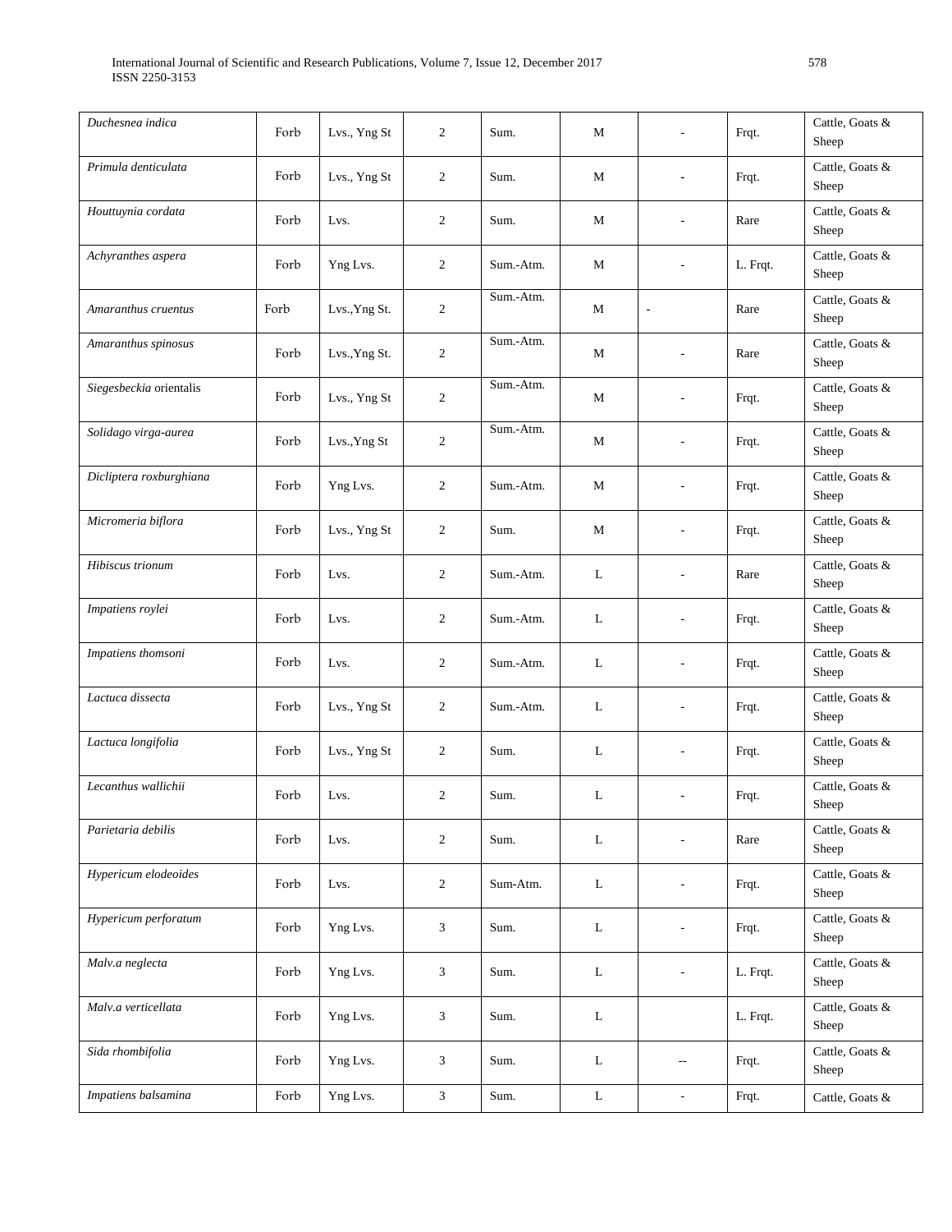| | | | | | | | | |
|---|---|---|---|---|---|---|---|---|
| *Duchesnea indica* | Forb | Lvs., Yng St | 2 | Sum. | M | - | Frqt. | Cattle, Goats & Sheep |
| *Primula denticulata* | Forb | Lvs., Yng St | 2 | Sum. | M | - | Frqt. | Cattle, Goats & Sheep |
| *Houttuynia cordata* | Forb | Lvs. | 2 | Sum. | M | - | Rare | Cattle, Goats & Sheep |
| *Achyranthes aspera* | Forb | Yng Lvs. | 2 | Sum.-Atm. | M | - | L. Frqt. | Cattle, Goats & Sheep |
| *Amaranthus cruentus* | Forb | Lvs.,Yng St. | 2 | Sum.-Atm. | M | - | Rare | Cattle, Goats & Sheep |
| *Amaranthus spinosus* | Forb | Lvs.,Yng St. | 2 | Sum.-Atm. | M | - | Rare | Cattle, Goats & Sheep |
| *Siegesbeckia* orientalis | Forb | Lvs., Yng St | 2 | Sum.-Atm. | M | - | Frqt. | Cattle, Goats & Sheep |
| *Solidago virga-aurea* | Forb | Lvs.,Yng St | 2 | Sum.-Atm. | M | - | Frqt. | Cattle, Goats & Sheep |
| *Dicliptera roxburghiana* | Forb | Yng Lvs. | 2 | Sum.-Atm. | M | - | Frqt. | Cattle, Goats & Sheep |
| *Micromeria biflora* | Forb | Lvs., Yng St | 2 | Sum. | M | - | Frqt. | Cattle, Goats & Sheep |
| *Hibiscus trionum* | Forb | Lvs. | 2 | Sum.-Atm. | L | - | Rare | Cattle, Goats & Sheep |
| *Impatiens roylei* | Forb | Lvs. | 2 | Sum.-Atm. | L | - | Frqt. | Cattle, Goats & Sheep |
| *Impatiens thomsoni* | Forb | Lvs. | 2 | Sum.-Atm. | L | - | Frqt. | Cattle, Goats & Sheep |
| *Lactuca dissecta* | Forb | Lvs., Yng St | 2 | Sum.-Atm. | L | - | Frqt. | Cattle, Goats & Sheep |
| *Lactuca longifolia* | Forb | Lvs., Yng St | 2 | Sum. | L | - | Frqt. | Cattle, Goats & Sheep |
| *Lecanthus wallichii* | Forb | Lvs. | 2 | Sum. | L | - | Frqt. | Cattle, Goats & Sheep |
| *Parietaria debilis* | Forb | Lvs. | 2 | Sum. | L | - | Rare | Cattle, Goats & Sheep |
| *Hypericum elodeoides* | Forb | Lvs. | 2 | Sum-Atm. | L | - | Frqt. | Cattle, Goats & Sheep |
| *Hypericum perforatum* | Forb | Yng Lvs. | 3 | Sum. | L | - | Frqt. | Cattle, Goats & Sheep |
| *Malv.a neglecta* | Forb | Yng Lvs. | 3 | Sum. | L | - | L. Frqt. | Cattle, Goats & Sheep |
| *Malv.a verticellata* | Forb | Yng Lvs. | 3 | Sum. | L | | L. Frqt. | Cattle, Goats & Sheep |
| *Sida rhombifolia* | Forb | Yng Lvs. | 3 | Sum. | L | -- | Frqt. | Cattle, Goats & Sheep |
| *Impatiens balsamina* | Forb | Yng Lvs. | 3 | Sum. | L | - | Frqt. | Cattle, Goats & |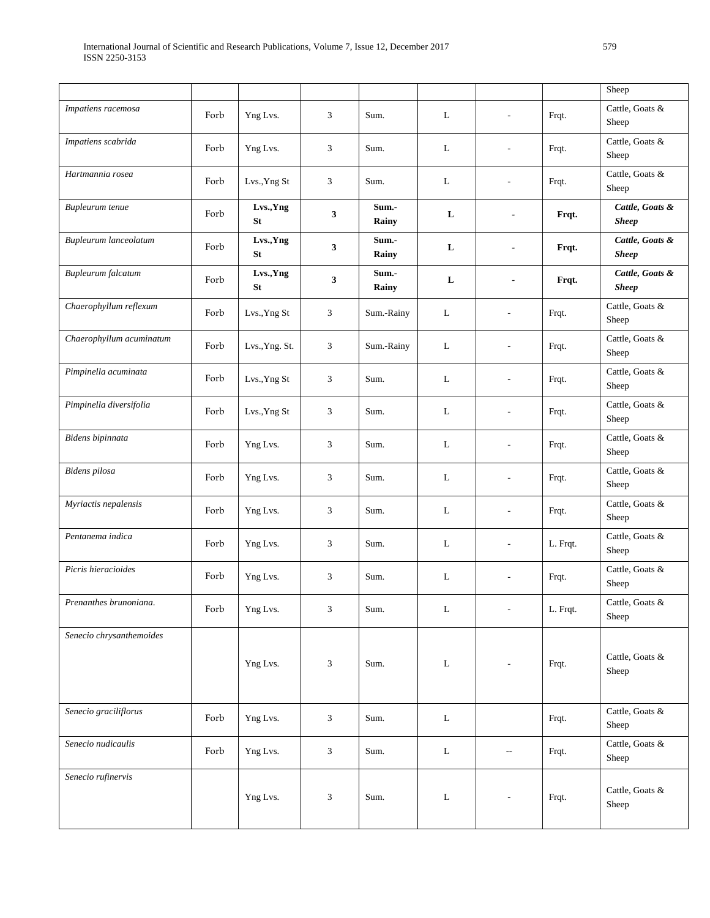| | | | | | | | | Sheep |
|---|---|---|---|---|---|---|---|---|
| *Impatiens racemosa* | Forb | Yng Lvs. | 3 | Sum. | L | - | Frqt. | Cattle, Goats & Sheep |
| *Impatiens scabrida* | Forb | Yng Lvs. | 3 | Sum. | L | - | Frqt. | Cattle, Goats & Sheep |
| *Hartmannia rosea* | Forb | Lvs.,Yng St | 3 | Sum. | L | - | Frqt. | Cattle, Goats & Sheep |
| *Bupleurum tenue* | Forb | **Lvs.,Yng St** | **3** | **Sum.-Rainy** | **L** | **-** | **Frqt.** | ***Cattle, Goats & Sheep*** |
| *Bupleurum lanceolatum* | Forb | **Lvs.,Yng St** | **3** | **Sum.-Rainy** | **L** | **-** | **Frqt.** | ***Cattle, Goats & Sheep*** |
| *Bupleurum falcatum* | Forb | **Lvs.,Yng St** | **3** | **Sum.-Rainy** | **L** | **-** | **Frqt.** | ***Cattle, Goats & Sheep*** |
| *Chaerophyllum reflexum* | Forb | Lvs.,Yng St | 3 | Sum.-Rainy | L | - | Frqt. | Cattle, Goats & Sheep |
| *Chaerophyllum acuminatum* | Forb | Lvs.,Yng. St. | 3 | Sum.-Rainy | L | - | Frqt. | Cattle, Goats & Sheep |
| *Pimpinella acuminata* | Forb | Lvs.,Yng St | 3 | Sum. | L | - | Frqt. | Cattle, Goats & Sheep |
| *Pimpinella diversifolia* | Forb | Lvs.,Yng St | 3 | Sum. | L | - | Frqt. | Cattle, Goats & Sheep |
| *Bidens bipinnata* | Forb | Yng Lvs. | 3 | Sum. | L | - | Frqt. | Cattle, Goats & Sheep |
| *Bidens pilosa* | Forb | Yng Lvs. | 3 | Sum. | L | - | Frqt. | Cattle, Goats & Sheep |
| *Myriactis nepalensis* | Forb | Yng Lvs. | 3 | Sum. | L | - | Frqt. | Cattle, Goats & Sheep |
| *Pentanema indica* | Forb | Yng Lvs. | 3 | Sum. | L | - | L. Frqt. | Cattle, Goats & Sheep |
| *Picris hieracioides* | Forb | Yng Lvs. | 3 | Sum. | L | - | Frqt. | Cattle, Goats & Sheep |
| *Prenanthes brunoniana.* | Forb | Yng Lvs. | 3 | Sum. | L | - | L. Frqt. | Cattle, Goats & Sheep |
| *Senecio chrysanthemoides* | | Yng Lvs. | 3 | Sum. | L | - | Frqt. | Cattle, Goats & Sheep |
| *Senecio graciliflorus* | Forb | Yng Lvs. | 3 | Sum. | L | | Frqt. | Cattle, Goats & Sheep |
| *Senecio nudicaulis* | Forb | Yng Lvs. | 3 | Sum. | L | -- | Frqt. | Cattle, Goats & Sheep |
| *Senecio rufinervis* | | Yng Lvs. | 3 | Sum. | L | - | Frqt. | Cattle, Goats & Sheep |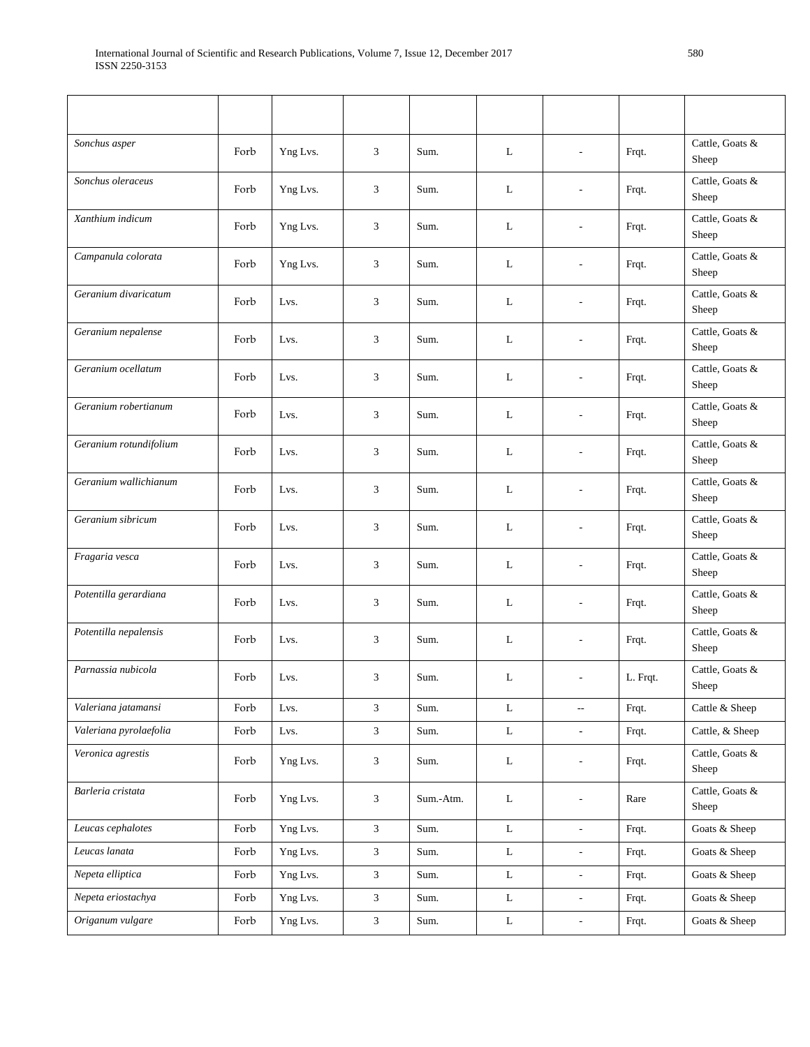| | | | | | | | | |
|---|---|---|---|---|---|---|---|---|
| *Sonchus asper* | Forb | Yng Lvs. | 3 | Sum. | L | - | Frqt. | Cattle, Goats & Sheep |
| *Sonchus oleraceus* | Forb | Yng Lvs. | 3 | Sum. | L | - | Frqt. | Cattle, Goats & Sheep |
| *Xanthium indicum* | Forb | Yng Lvs. | 3 | Sum. | L | - | Frqt. | Cattle, Goats & Sheep |
| *Campanula colorata* | Forb | Yng Lvs. | 3 | Sum. | L | - | Frqt. | Cattle, Goats & Sheep |
| *Geranium divaricatum* | Forb | Lvs. | 3 | Sum. | L | - | Frqt. | Cattle, Goats & Sheep |
| *Geranium nepalense* | Forb | Lvs. | 3 | Sum. | L | - | Frqt. | Cattle, Goats & Sheep |
| *Geranium ocellatum* | Forb | Lvs. | 3 | Sum. | L | - | Frqt. | Cattle, Goats & Sheep |
| *Geranium robertianum* | Forb | Lvs. | 3 | Sum. | L | - | Frqt. | Cattle, Goats & Sheep |
| *Geranium rotundifolium* | Forb | Lvs. | 3 | Sum. | L | - | Frqt. | Cattle, Goats & Sheep |
| *Geranium wallichianum* | Forb | Lvs. | 3 | Sum. | L | - | Frqt. | Cattle, Goats & Sheep |
| *Geranium sibricum* | Forb | Lvs. | 3 | Sum. | L | - | Frqt. | Cattle, Goats & Sheep |
| *Fragaria vesca* | Forb | Lvs. | 3 | Sum. | L | - | Frqt. | Cattle, Goats & Sheep |
| *Potentilla gerardiana* | Forb | Lvs. | 3 | Sum. | L | - | Frqt. | Cattle, Goats & Sheep |
| *Potentilla nepalensis* | Forb | Lvs. | 3 | Sum. | L | - | Frqt. | Cattle, Goats & Sheep |
| *Parnassia nubicola* | Forb | Lvs. | 3 | Sum. | L | - | L. Frqt. | Cattle, Goats & Sheep |
| *Valeriana jatamansi* | Forb | Lvs. | 3 | Sum. | L | -- | Frqt. | Cattle & Sheep |
| *Valeriana pyrolaefolia* | Forb | Lvs. | 3 | Sum. | L | - | Frqt. | Cattle, & Sheep |
| *Veronica agrestis* | Forb | Yng Lvs. | 3 | Sum. | L | - | Frqt. | Cattle, Goats & Sheep |
| *Barleria cristata* | Forb | Yng Lvs. | 3 | Sum.-Atm. | L | - | Rare | Cattle, Goats & Sheep |
| *Leucas cephalotes* | Forb | Yng Lvs. | 3 | Sum. | L | - | Frqt. | Goats & Sheep |
| *Leucas lanata* | Forb | Yng Lvs. | 3 | Sum. | L | - | Frqt. | Goats & Sheep |
| *Nepeta elliptica* | Forb | Yng Lvs. | 3 | Sum. | L | - | Frqt. | Goats & Sheep |
| *Nepeta eriostachya* | Forb | Yng Lvs. | 3 | Sum. | L | - | Frqt. | Goats & Sheep |
| *Origanum vulgare* | Forb | Yng Lvs. | 3 | Sum. | L | - | Frqt. | Goats & Sheep |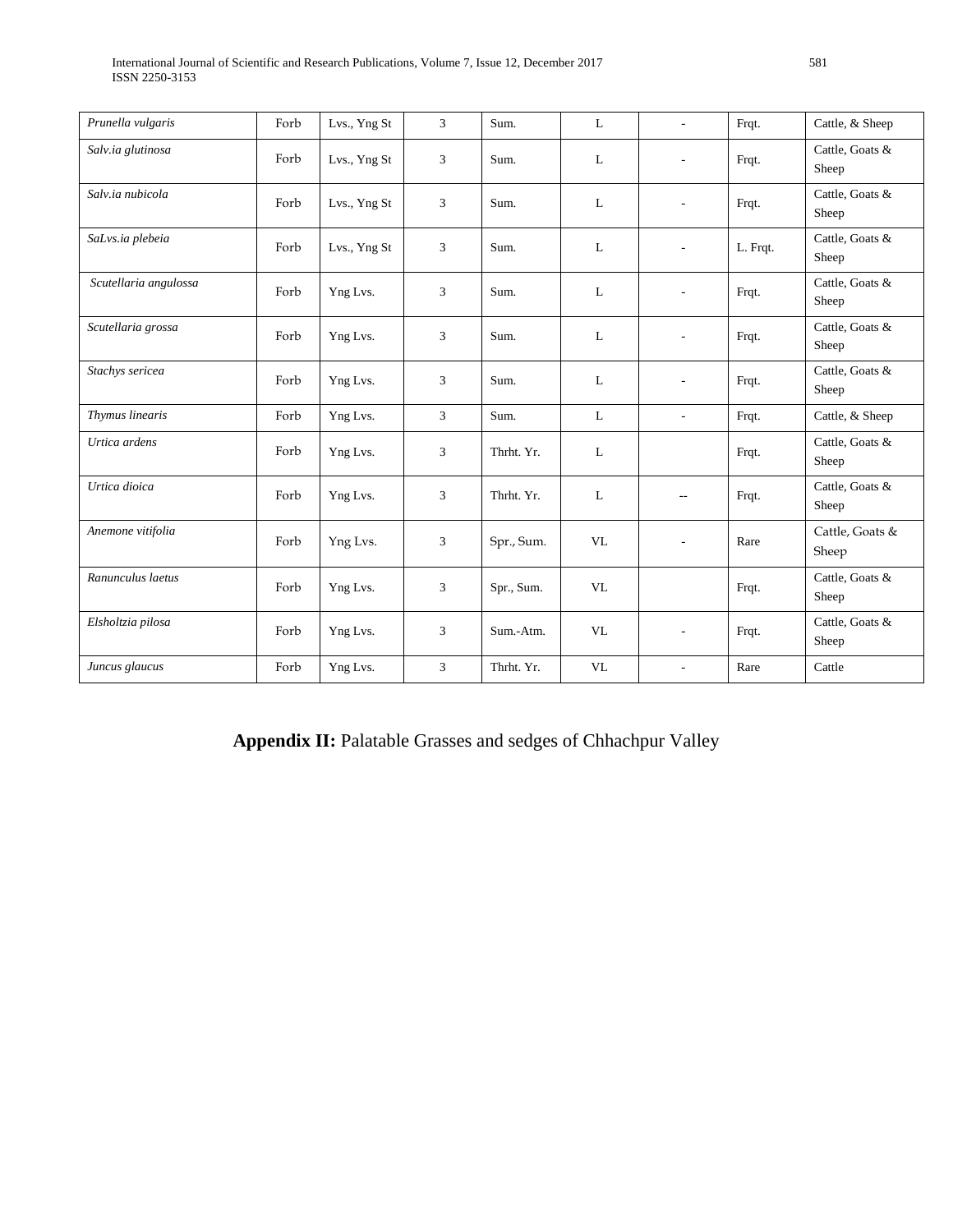| | | | | | | | | |
|---|---|---|---|---|---|---|---|---|
| *Prunella vulgaris* | Forb | Lvs., Yng St | 3 | Sum. | L | - | Frqt. | Cattle, & Sheep |
| *Salv.ia glutinosa* | Forb | Lvs., Yng St | 3 | Sum. | L | - | Frqt. | Cattle, Goats & Sheep |
| *Salv.ia nubicola* | Forb | Lvs., Yng St | 3 | Sum. | L | - | Frqt. | Cattle, Goats & Sheep |
| *SaLvs.ia plebeia* | Forb | Lvs., Yng St | 3 | Sum. | L | - | L. Frqt. | Cattle, Goats & Sheep |
| *Scutellaria angulossa* | Forb | Yng Lvs. | 3 | Sum. | L | - | Frqt. | Cattle, Goats & Sheep |
| *Scutellaria grossa* | Forb | Yng Lvs. | 3 | Sum. | L | - | Frqt. | Cattle, Goats & Sheep |
| *Stachys sericea* | Forb | Yng Lvs. | 3 | Sum. | L | - | Frqt. | Cattle, Goats & Sheep |
| *Thymus linearis* | Forb | Yng Lvs. | 3 | Sum. | L | - | Frqt. | Cattle, & Sheep |
| *Urtica ardens* | Forb | Yng Lvs. | 3 | Thrht. Yr. | L | | Frqt. | Cattle, Goats & Sheep |
| *Urtica dioica* | Forb | Yng Lvs. | 3 | Thrht. Yr. | L | -- | Frqt. | Cattle, Goats & Sheep |
| *Anemone vitifolia* | Forb | Yng Lvs. | 3 | Spr., Sum. | VL | - | Rare | Cattle, Goats & Sheep |
| *Ranunculus laetus* | Forb | Yng Lvs. | 3 | Spr., Sum. | VL | | Frqt. | Cattle, Goats & Sheep |
| *Elsholtzia pilosa* | Forb | Yng Lvs. | 3 | Sum.-Atm. | VL | - | Frqt. | Cattle, Goats & Sheep |
| *Juncus glaucus* | Forb | Yng Lvs. | 3 | Thrht. Yr. | VL | - | Rare | Cattle |

## **Appendix II:** Palatable Grasses and sedges of Chhachpur Valley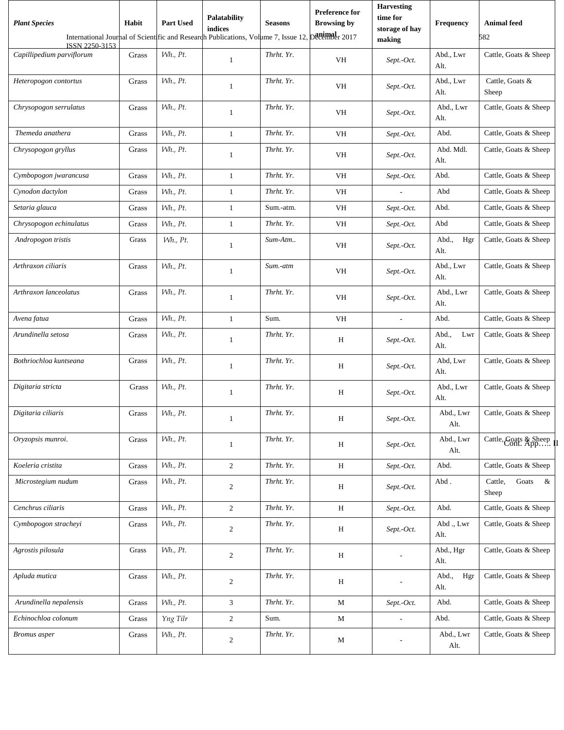| *Plant Species* | Habit | Part Used | Palatability indices | Seasons | Preference for Browsing by animal | Harvesting time for storage of hay making | Frequency | Animal feed |
|---|---|---|---|---|---|---|---|---|
| *Capillipedium parviflorum* | Grass | *Wh., Pt.* | 1 | *Thrht. Yr.* | VH | *Sept.-Oct.* | Abd., Lwr Alt. | Cattle, Goats & Sheep |
| *Heteropogon contortus* | Grass | *Wh., Pt.* | 1 | *Thrht. Yr.* | VH | *Sept.-Oct.* | Abd., Lwr Alt. | Cattle, Goats & Sheep |
| *Chrysopogon serrulatus* | Grass | *Wh., Pt.* | 1 | *Thrht. Yr.* | VH | *Sept.-Oct.* | Abd., Lwr Alt. | Cattle, Goats & Sheep |
| *Themeda anathera* | Grass | *Wh., Pt.* | 1 | *Thrht. Yr.* | VH | *Sept.-Oct.* | Abd. | Cattle, Goats & Sheep |
| *Chrysopogon gryllus* | Grass | *Wh., Pt.* | 1 | *Thrht. Yr.* | VH | *Sept.-Oct.* | Abd. Mdl. Alt. | Cattle, Goats & Sheep |
| *Cymbopogon jwarancusa* | Grass | *Wh., Pt.* | 1 | *Thrht. Yr.* | VH | *Sept.-Oct.* | Abd. | Cattle, Goats & Sheep |
| *Cynodon dactylon* | Grass | *Wh., Pt.* | 1 | *Thrht. Yr.* | VH | - | Abd | Cattle, Goats & Sheep |
| *Setaria glauca* | Grass | *Wh., Pt.* | 1 | Sum.-atm. | VH | *Sept.-Oct.* | Abd. | Cattle, Goats & Sheep |
| *Chrysopogon echinulatus* | Grass | *Wh., Pt.* | 1 | *Thrht. Yr.* | VH | *Sept.-Oct.* | Abd | Cattle, Goats & Sheep |
| *Andropogon tristis* | Grass | *Wh., Pt.* | 1 | *Sum-Atm..* | VH | *Sept.-Oct.* | Abd., Hgr Alt. | Cattle, Goats & Sheep |
| *Arthraxon ciliaris* | Grass | *Wh., Pt.* | 1 | *Sum.-atm* | VH | *Sept.-Oct.* | Abd., Lwr Alt. | Cattle, Goats & Sheep |
| *Arthraxon lanceolatus* | Grass | *Wh., Pt.* | 1 | *Thrht. Yr.* | VH | *Sept.-Oct.* | Abd., Lwr Alt. | Cattle, Goats & Sheep |
| *Avena fatua* | Grass | *Wh., Pt.* | 1 | Sum. | VH | - | Abd. | Cattle, Goats & Sheep |
| *Arundinella setosa* | Grass | *Wh., Pt.* | 1 | *Thrht. Yr.* | H | *Sept.-Oct.* | Abd., Lwr Alt. | Cattle, Goats & Sheep |
| *Bothriochloa kuntseana* | Grass | *Wh., Pt.* | 1 | *Thrht. Yr.* | H | *Sept.-Oct.* | Abd, Lwr Alt. | Cattle, Goats & Sheep |
| *Digitaria stricta* | Grass | *Wh., Pt.* | 1 | *Thrht. Yr.* | H | *Sept.-Oct.* | Abd., Lwr Alt. | Cattle, Goats & Sheep |
| *Digitaria ciliaris* | Grass | *Wh., Pt.* | 1 | *Thrht. Yr.* | H | *Sept.-Oct.* | Abd., Lwr Alt. | Cattle, Goats & Sheep |
| *Oryzopsis munroi.* | Grass | *Wh., Pt.* | 1 | *Thrht. Yr.* | H | *Sept.-Oct.* | Abd., Lwr Alt. | Cattle, Goats & Sheep |
| *Koeleria cristita* | Grass | *Wh., Pt.* | 2 | *Thrht. Yr.* | H | *Sept.-Oct.* | Abd. | Cattle, Goats & Sheep |
| *Microstegium nudum* | Grass | *Wh., Pt.* | 2 | *Thrht. Yr.* | H | *Sept.-Oct.* | Abd . | Cattle, Goats & Sheep |
| *Cenchrus ciliaris* | Grass | *Wh., Pt.* | 2 | *Thrht. Yr.* | H | *Sept.-Oct.* | Abd. | Cattle, Goats & Sheep |
| *Cymbopogon stracheyi* | Grass | *Wh., Pt.* | 2 | *Thrht. Yr.* | H | *Sept.-Oct.* | Abd ., Lwr Alt. | Cattle, Goats & Sheep |
| *Agrostis pilosula* | Grass | *Wh., Pt.* | 2 | *Thrht. Yr.* | H | - | Abd., Hgr Alt. | Cattle, Goats & Sheep |
| *Apluda mutica* | Grass | *Wh., Pt.* | 2 | *Thrht. Yr.* | H | - | Abd., Hgr Alt. | Cattle, Goats & Sheep |
| *Arundinella nepalensis* | Grass | *Wh., Pt.* | 3 | *Thrht. Yr.* | M | *Sept.-Oct.* | Abd. | Cattle, Goats & Sheep |
| *Echinochloa colonum* | Grass | *Yng Tilr* | 2 | Sum. | M | - | Abd. | Cattle, Goats & Sheep |
| *Bromus asper* | Grass | *Wh., Pt.* | 2 | *Thrht. Yr.* | M | - | Abd., Lwr Alt. | Cattle, Goats & Sheep |

Cont. App….. II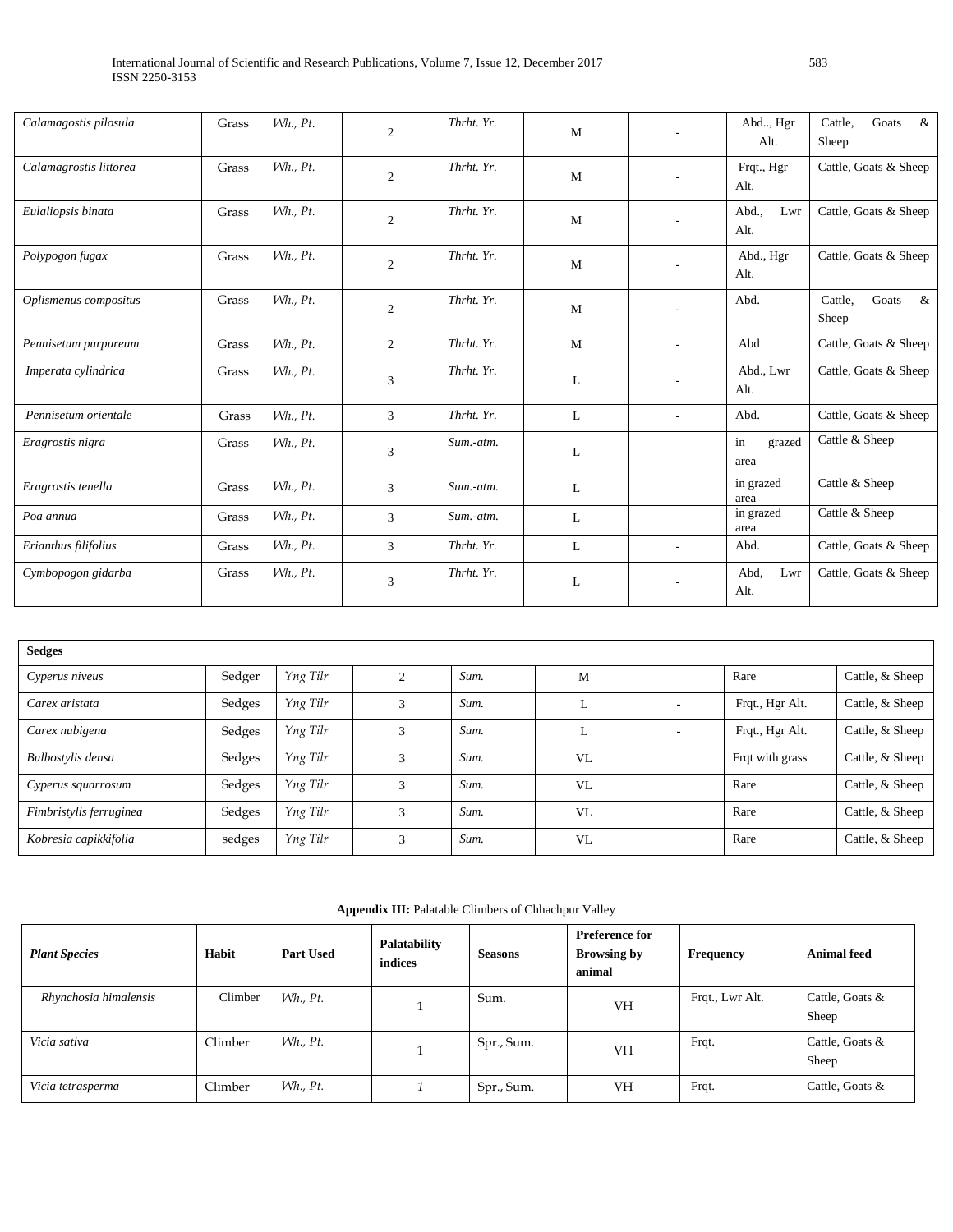| Calamagostis pilosula | Grass | Wh., Pt. | 2 | Thrht. Yr. | M | - | Abd.., Hgr Alt. | Cattle, Goats & Sheep |
|---|---|---|---|---|---|---|---|---|
| Calamagrostis littorea | Grass | Wh., Pt. | 2 | Thrht. Yr. | M | - | Frqt., Hgr Alt. | Cattle, Goats & Sheep |
| Eulaliopsis binata | Grass | Wh., Pt. | 2 | Thrht. Yr. | M | - | Abd., Lwr Alt. | Cattle, Goats & Sheep |
| Polypogon fugax | Grass | Wh., Pt. | 2 | Thrht. Yr. | M | - | Abd., Hgr Alt. | Cattle, Goats & Sheep |
| Oplismenus compositus | Grass | Wh., Pt. | 2 | Thrht. Yr. | M | - | Abd. | Cattle, Goats & Sheep |
| Pennisetum purpureum | Grass | Wh., Pt. | 2 | Thrht. Yr. | M | - | Abd | Cattle, Goats & Sheep |
| Imperata cylindrica | Grass | Wh., Pt. | 3 | Thrht. Yr. | L | - | Abd., Lwr Alt. | Cattle, Goats & Sheep |
| Pennisetum orientale | Grass | Wh., Pt. | 3 | Thrht. Yr. | L | - | Abd. | Cattle, Goats & Sheep |
| Eragrostis nigra | Grass | Wh., Pt. | 3 | Sum.-atm. | L | | in grazed area | Cattle & Sheep |
| Eragrostis tenella | Grass | Wh., Pt. | 3 | Sum.-atm. | L | | in grazed area | Cattle & Sheep |
| Poa annua | Grass | Wh., Pt. | 3 | Sum.-atm. | L | | in grazed area | Cattle & Sheep |
| Erianthus filifolius | Grass | Wh., Pt. | 3 | Thrht. Yr. | L | - | Abd. | Cattle, Goats & Sheep |
| Cymbopogon gidarba | Grass | Wh., Pt. | 3 | Thrht. Yr. | L | - | Abd, Lwr Alt. | Cattle, Goats & Sheep |

| **Sedges** | | | | | | | | |
|---|---|---|---|---|---|---|---|---|
| Cyperus niveus | Sedger | Yng Tilr | 2 | Sum. | M | | Rare | Cattle, & Sheep |
| Carex aristata | Sedges | Yng Tilr | 3 | Sum. | L | - | Frqt., Hgr Alt. | Cattle, & Sheep |
| Carex nubigena | Sedges | Yng Tilr | 3 | Sum. | L | - | Frqt., Hgr Alt. | Cattle, & Sheep |
| Bulbostylis densa | Sedges | Yng Tilr | 3 | Sum. | VL | | Frqt with grass | Cattle, & Sheep |
| Cyperus squarrosum | Sedges | Yng Tilr | 3 | Sum. | VL | | Rare | Cattle, & Sheep |
| Fimbristylis ferruginea | Sedges | Yng Tilr | 3 | Sum. | VL | | Rare | Cattle, & Sheep |
| Kobresia capikkifolia | sedges | Yng Tilr | 3 | Sum. | VL | | Rare | Cattle, & Sheep |

**Appendix III:** Palatable Climbers of Chhachpur Valley

| Plant Species | Habit | Part Used | Palatability indices | Seasons | Preference for Browsing by animal | Frequency | Animal feed |
|---|---|---|---|---|---|---|---|
| Rhynchosia himalensis | Climber | Wh., Pt. | 1 | Sum. | VH | Frqt., Lwr Alt. | Cattle, Goats & Sheep |
| Vicia sativa | Climber | Wh., Pt. | 1 | Spr., Sum. | VH | Frqt. | Cattle, Goats & Sheep |
| Vicia tetrasperma | Climber | Wh., Pt. | 1 | Spr., Sum. | VH | Frqt. | Cattle, Goats & |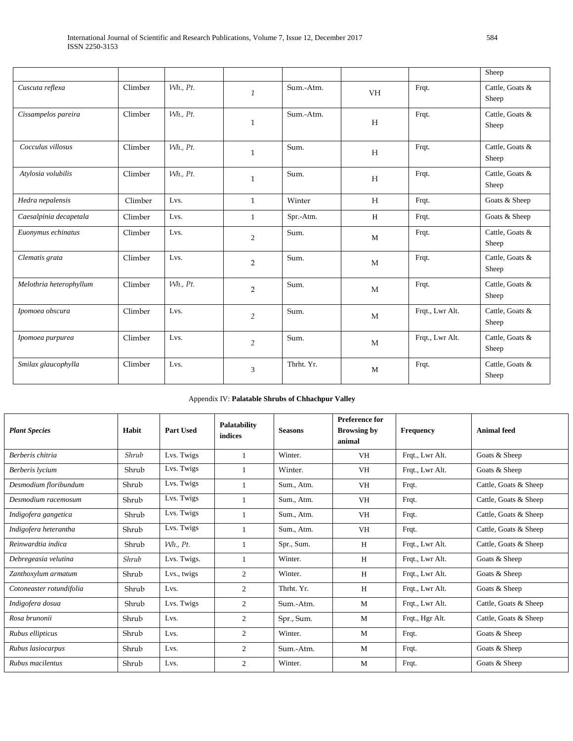| | | | | | | | Sheep |
|---|---|---|---|---|---|---|---|
| *Cuscuta reflexa* | Climber | *Wh., Pt.* | *1* | Sum.-Atm. | VH | Frqt. | Cattle, Goats & Sheep |
| *Cissampelos pareira* | Climber | *Wh., Pt.* | 1 | Sum.-Atm. | H | Frqt. | Cattle, Goats & Sheep |
| *Cocculus villosus* | Climber | *Wh., Pt.* | 1 | Sum. | H | Frqt. | Cattle, Goats & Sheep |
| *Atylosia volubilis* | Climber | *Wh., Pt.* | 1 | Sum. | H | Frqt. | Cattle, Goats & Sheep |
| *Hedra nepalensis* | Climber | Lvs. | 1 | Winter | H | Frqt. | Goats & Sheep |
| *Caesalpinia decapetala* | Climber | Lvs. | 1 | Spr.-Atm. | H | Frqt. | Goats & Sheep |
| *Euonymus echinatus* | Climber | Lvs. | 2 | Sum. | M | Frqt. | Cattle, Goats & Sheep |
| *Clematis grata* | Climber | Lvs. | 2 | Sum. | M | Frqt. | Cattle, Goats & Sheep |
| *Melothria heterophyllum* | Climber | *Wh., Pt.* | 2 | Sum. | M | Frqt. | Cattle, Goats & Sheep |
| *Ipomoea obscura* | Climber | Lvs. | *2* | Sum. | M | Frqt., Lwr Alt. | Cattle, Goats & Sheep |
| *Ipomoea purpurea* | Climber | Lvs. | *2* | Sum. | M | Frqt., Lwr Alt. | Cattle, Goats & Sheep |
| *Smilax glaucophylla* | Climber | Lvs. | 3 | Thrht. Yr. | M | Frqt. | Cattle, Goats & Sheep |

Appendix IV: **Palatable Shrubs of Chhachpur Valley**

| ***Plant Species*** | **Habit** | **Part Used** | **Palatability indices** | **Seasons** | **Preference for Browsing by animal** | **Frequency** | **Animal feed** |
|---|---|---|---|---|---|---|---|
| *Berberis chitria* | *Shrub* | Lvs. Twigs | 1 | Winter. | VH | Frqt., Lwr Alt. | Goats & Sheep |
| *Berberis lycium* | Shrub | Lvs. Twigs | 1 | Winter. | VH | Frqt., Lwr Alt. | Goats & Sheep |
| *Desmodium floribundum* | Shrub | Lvs. Twigs | 1 | Sum., Atm. | VH | Frqt. | Cattle, Goats & Sheep |
| *Desmodium racemosum* | Shrub | Lvs. Twigs | 1 | Sum., Atm. | VH | Frqt. | Cattle, Goats & Sheep |
| *Indigofera gangetica* | Shrub | Lvs. Twigs | 1 | Sum., Atm. | VH | Frqt. | Cattle, Goats & Sheep |
| *Indigofera heterantha* | Shrub | Lvs. Twigs | 1 | Sum., Atm. | VH | Frqt. | Cattle, Goats & Sheep |
| *Reinwardtia indica* | Shrub | *Wh., Pt.* | 1 | Spr., Sum. | H | Frqt., Lwr Alt. | Cattle, Goats & Sheep |
| *Debregeasia velutina* | *Shrub* | Lvs. Twigs. | 1 | Winter. | H | Frqt., Lwr Alt. | Goats & Sheep |
| *Zanthoxylum armatum* | Shrub | Lvs., twigs | 2 | Winter. | H | Frqt., Lwr Alt. | Goats & Sheep |
| *Cotoneaster rotundifolia* | Shrub | Lvs. | 2 | Thrht. Yr. | H | Frqt., Lwr Alt. | Goats & Sheep |
| *Indigofera dosua* | Shrub | Lvs. Twigs | 2 | Sum.-Atm. | M | Frqt., Lwr Alt. | Cattle, Goats & Sheep |
| *Rosa brunonii* | Shrub | Lvs. | 2 | Spr., Sum. | M | Frqt., Hgr Alt. | Cattle, Goats & Sheep |
| *Rubus ellipticus* | Shrub | Lvs. | 2 | Winter. | M | Frqt. | Goats & Sheep |
| *Rubus lasiocarpus* | Shrub | Lvs. | 2 | Sum.-Atm. | M | Frqt. | Goats & Sheep |
| *Rubus macilentus* | Shrub | Lvs. | 2 | Winter. | M | Frqt. | Goats & Sheep |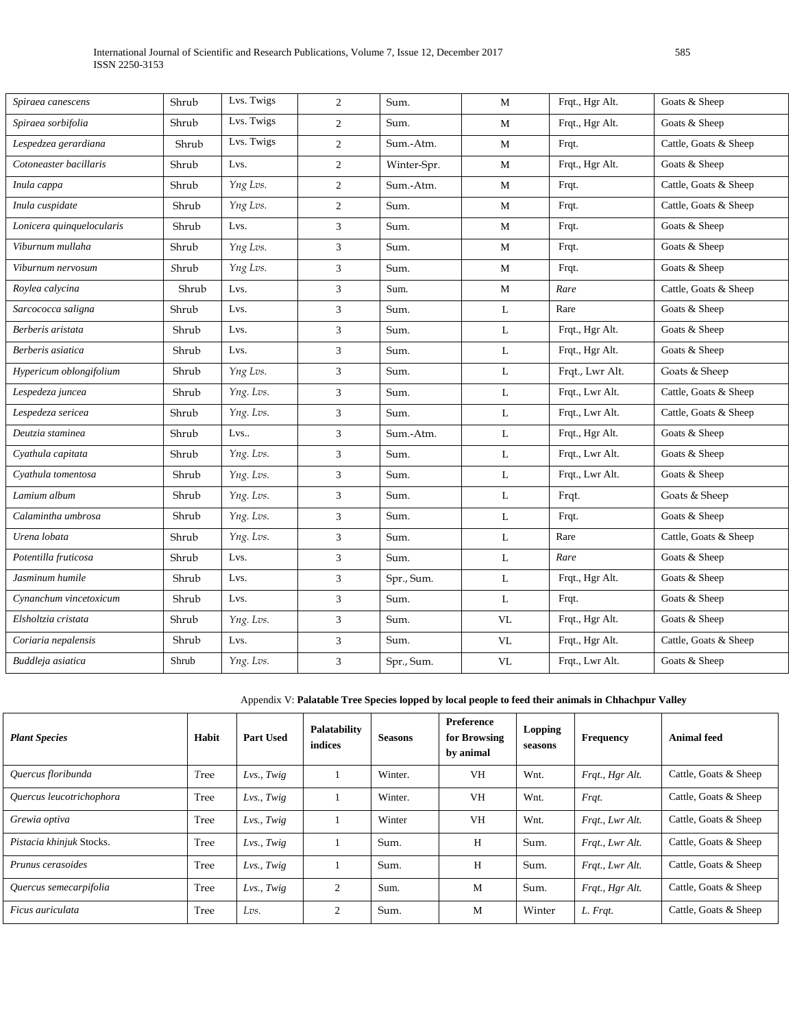| | | | | | | | |
|---|---|---|---|---|---|---|---|
| *Spiraea canescens* | Shrub | Lvs. Twigs | 2 | Sum. | M | Frqt., Hgr Alt. | Goats & Sheep |
| *Spiraea sorbifolia* | Shrub | Lvs. Twigs | 2 | Sum. | M | Frqt., Hgr Alt. | Goats & Sheep |
| *Lespedzea gerardiana* | Shrub | Lvs. Twigs | 2 | Sum.-Atm. | M | Frqt. | Cattle, Goats & Sheep |
| *Cotoneaster bacillaris* | Shrub | Lvs. | 2 | Winter-Spr. | M | Frqt., Hgr Alt. | Goats & Sheep |
| *Inula cappa* | Shrub | *Yng Lvs.* | 2 | Sum.-Atm. | M | Frqt. | Cattle, Goats & Sheep |
| *Inula cuspidate* | Shrub | *Yng Lvs.* | 2 | Sum. | M | Frqt. | Cattle, Goats & Sheep |
| *Lonicera quinquelocularis* | Shrub | Lvs. | 3 | Sum. | M | Frqt. | Goats & Sheep |
| *Viburnum mullaha* | Shrub | *Yng Lvs.* | 3 | Sum. | M | Frqt. | Goats & Sheep |
| *Viburnum nervosum* | Shrub | *Yng Lvs.* | 3 | Sum. | M | Frqt. | Goats & Sheep |
| *Roylea calycina* | Shrub | Lvs. | 3 | Sum. | M | *Rare* | Cattle, Goats & Sheep |
| *Sarcococca saligna* | Shrub | Lvs. | 3 | Sum. | L | Rare | Goats & Sheep |
| *Berberis aristata* | Shrub | Lvs. | 3 | Sum. | L | Frqt., Hgr Alt. | Goats & Sheep |
| *Berberis asiatica* | Shrub | Lvs. | 3 | Sum. | L | Frqt., Hgr Alt. | Goats & Sheep |
| *Hypericum oblongifolium* | Shrub | *Yng Lvs.* | 3 | Sum. | L | Frqt., Lwr Alt. | Goats & Sheep |
| *Lespedeza juncea* | Shrub | *Yng. Lvs.* | 3 | Sum. | L | Frqt., Lwr Alt. | Cattle, Goats & Sheep |
| *Lespedeza sericea* | Shrub | *Yng. Lvs.* | 3 | Sum. | L | Frqt., Lwr Alt. | Cattle, Goats & Sheep |
| *Deutzia staminea* | Shrub | Lvs.. | 3 | Sum.-Atm. | L | Frqt., Hgr Alt. | Goats & Sheep |
| *Cyathula capitata* | Shrub | *Yng. Lvs.* | 3 | Sum. | L | Frqt., Lwr Alt. | Goats & Sheep |
| *Cyathula tomentosa* | Shrub | *Yng. Lvs.* | 3 | Sum. | L | Frqt., Lwr Alt. | Goats & Sheep |
| *Lamium album* | Shrub | *Yng. Lvs.* | 3 | Sum. | L | Frqt. | Goats & Sheep |
| *Calamintha umbrosa* | Shrub | *Yng. Lvs.* | 3 | Sum. | L | Frqt. | Goats & Sheep |
| *Urena lobata* | Shrub | *Yng. Lvs.* | 3 | Sum. | L | Rare | Cattle, Goats & Sheep |
| *Potentilla fruticosa* | Shrub | Lvs. | 3 | Sum. | L | *Rare* | Goats & Sheep |
| *Jasminum humile* | Shrub | Lvs. | 3 | Spr., Sum. | L | Frqt., Hgr Alt. | Goats & Sheep |
| *Cynanchum vincetoxicum* | Shrub | Lvs. | 3 | Sum. | L | Frqt. | Goats & Sheep |
| *Elsholtzia cristata* | Shrub | *Yng. Lvs.* | 3 | Sum. | VL | Frqt., Hgr Alt. | Goats & Sheep |
| *Coriaria nepalensis* | Shrub | Lvs. | 3 | Sum. | VL | Frqt., Hgr Alt. | Cattle, Goats & Sheep |
| *Buddleja asiatica* | Shrub | *Yng. Lvs.* | 3 | Spr., Sum. | VL | Frqt., Lwr Alt. | Goats & Sheep |

Appendix V: **Palatable Tree Species lopped by local people to feed their animals in Chhachpur Valley**

| ***Plant Species*** | **Habit** | **Part Used** | **Palatability indices** | **Seasons** | **Preference for Browsing by animal** | **Lopping seasons** | **Frequency** | **Animal feed** |
|---|---|---|---|---|---|---|---|---|
| *Quercus floribunda* | Tree | *Lvs., Twig* | 1 | Winter. | VH | Wnt. | *Frqt., Hgr Alt.* | Cattle, Goats & Sheep |
| *Quercus leucotrichophora* | Tree | *Lvs., Twig* | 1 | Winter. | VH | Wnt. | *Frqt.* | Cattle, Goats & Sheep |
| *Grewia optiva* | Tree | *Lvs., Twig* | 1 | Winter | VH | Wnt. | *Frqt., Lwr Alt.* | Cattle, Goats & Sheep |
| *Pistacia khinjuk* Stocks. | Tree | *Lvs., Twig* | 1 | Sum. | H | Sum. | *Frqt., Lwr Alt.* | Cattle, Goats & Sheep |
| *Prunus cerasoides* | Tree | *Lvs., Twig* | 1 | Sum. | H | Sum. | *Frqt., Lwr Alt.* | Cattle, Goats & Sheep |
| *Quercus semecarpifolia* | Tree | *Lvs., Twig* | 2 | Sum. | M | Sum. | *Frqt., Hgr Alt.* | Cattle, Goats & Sheep |
| *Ficus auriculata* | Tree | *Lvs.* | 2 | Sum. | M | Winter | *L. Frqt.* | Cattle, Goats & Sheep |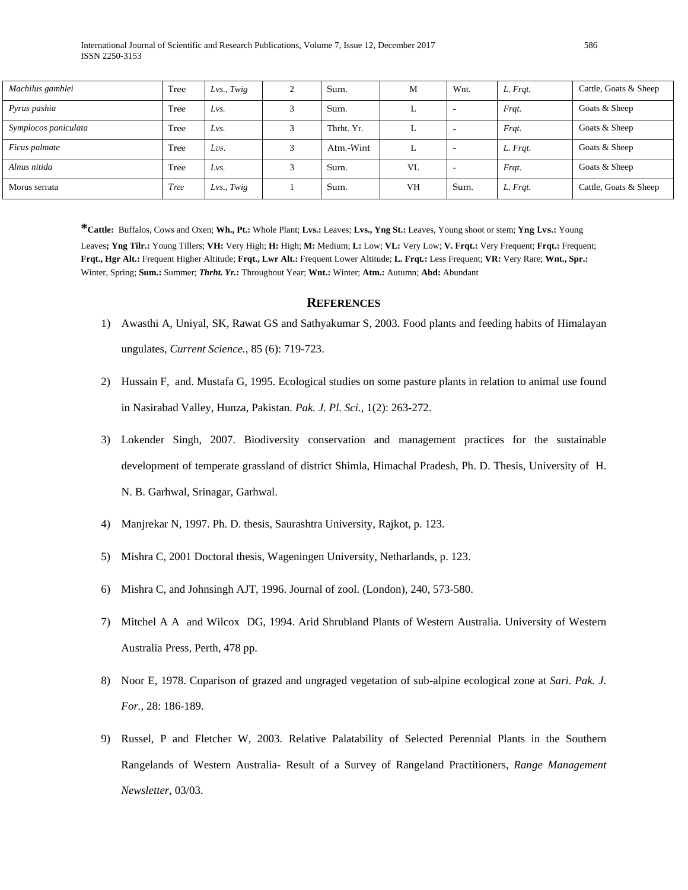| *Machilus gamblei* | Tree | *Lvs., Twig* | 2 | Sum. | M | Wnt. | *L. Frqt.* | Cattle, Goats & Sheep |
|---|---|---|---|---|---|---|---|---|
| *Pyrus pashia* | Tree | *Lvs.* | 3 | Sum. | L | - | *Frqt.* | Goats & Sheep |
| *Symplocos paniculata* | Tree | *Lvs.* | 3 | Thrht. Yr. | L | - | *Frqt.* | Goats & Sheep |
| *Ficus palmate* | Tree | *Lvs.* | 3 | Atm.-Wint | L | - | *L. Frqt.* | Goats & Sheep |
| *Alnus nitida* | Tree | *Lvs.* | 3 | Sum. | VL | - | *Frqt.* | Goats & Sheep |
| Morus serrata | *Tree* | *Lvs., Twig* | 1 | Sum. | VH | Sum. | *L. Frqt.* | Cattle, Goats & Sheep |

***Cattle:** Buffalos, Cows and Oxen; **Wh., Pt.:** Whole Plant; **Lvs.:** Leaves; **Lvs., Yng St.:** Leaves, Young shoot or stem; **Yng Lvs.:** Young Leaves**; Yng Tilr.:** Young Tillers; **VH:** Very High; **H:** High; **M:** Medium; **L:** Low; **VL:** Very Low; **V. Frqt.:** Very Frequent; **Frqt.:** Frequent; **Frqt., Hgr Alt.:** Frequent Higher Altitude; **Frqt., Lwr Alt.:** Frequent Lower Altitude; **L. Frqt.:** Less Frequent; **VR:** Very Rare; **Wnt., Spr.:** Winter, Spring; **Sum.:** Summer; ***Thrht. Yr.*:** Throughout Year; **Wnt.:** Winter; **Atm.:** Autumn; **Abd:** Abundant

## REFERENCES

1) Awasthi A, Uniyal, SK, Rawat GS and Sathyakumar S, 2003. Food plants and feeding habits of Himalayan ungulates, *Current Science.,* 85 (6): 719-723.

2) Hussain F, and. Mustafa G, 1995. Ecological studies on some pasture plants in relation to animal use found in Nasirabad Valley, Hunza, Pakistan. *Pak. J. Pl. Sci.,* 1(2): 263-272.

3) Lokender Singh, 2007. Biodiversity conservation and management practices for the sustainable development of temperate grassland of district Shimla, Himachal Pradesh, Ph. D. Thesis, University of H. N. B. Garhwal, Srinagar, Garhwal.

4) Manjrekar N, 1997. Ph. D. thesis, Saurashtra University, Rajkot, p. 123.

5) Mishra C, 2001 Doctoral thesis, Wageningen University, Netharlands, p. 123.

6) Mishra C, and Johnsingh AJT, 1996. Journal of zool. (London), 240, 573-580.

7) Mitchel A A and Wilcox DG, 1994. Arid Shrubland Plants of Western Australia. University of Western Australia Press, Perth, 478 pp.

8) Noor E, 1978. Coparison of grazed and ungraged vegetation of sub-alpine ecological zone at *Sari. Pak. J. For.,* 28: 186-189.

9) Russel, P and Fletcher W, 2003. Relative Palatability of Selected Perennial Plants in the Southern Rangelands of Western Australia- Result of a Survey of Rangeland Practitioners, *Range Management Newsletter*, 03/03.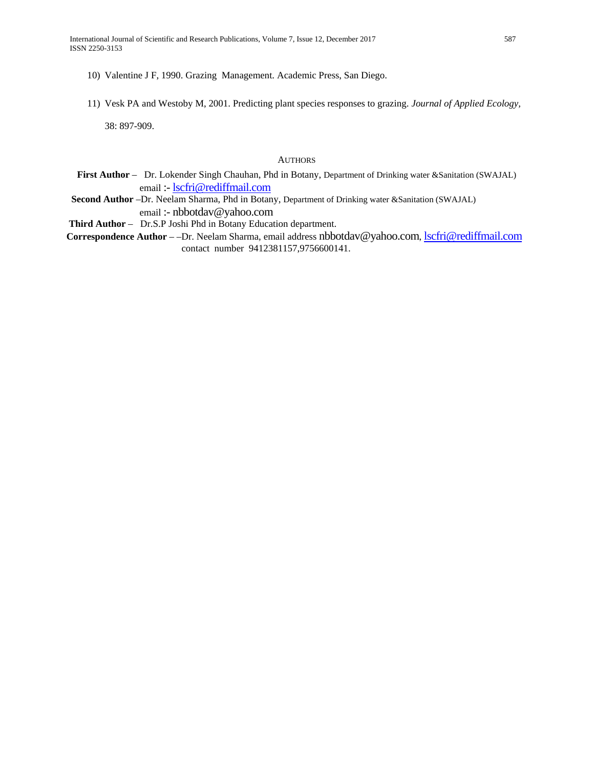10) Valentine J F, 1990. Grazing Management. Academic Press, San Diego.

11) Vesk PA and Westoby M, 2001. Predicting plant species responses to grazing. *Journal of Applied Ecology*, 38: 897-909.

## AUTHORS

**First Author** – Dr. Lokender Singh Chauhan, Phd in Botany, Department of Drinking water &Sanitation (SWAJAL) email :- lscfri@rediffmail.com

**Second Author** –Dr. Neelam Sharma, Phd in Botany, Department of Drinking water &Sanitation (SWAJAL) email :- nbbotdav@yahoo.com

**Third Author** – Dr.S.P Joshi Phd in Botany Education department.

**Correspondence Author** – –Dr. Neelam Sharma, email address nbbotdav@yahoo.com, lscfri@rediffmail.com contact number 9412381157,9756600141.